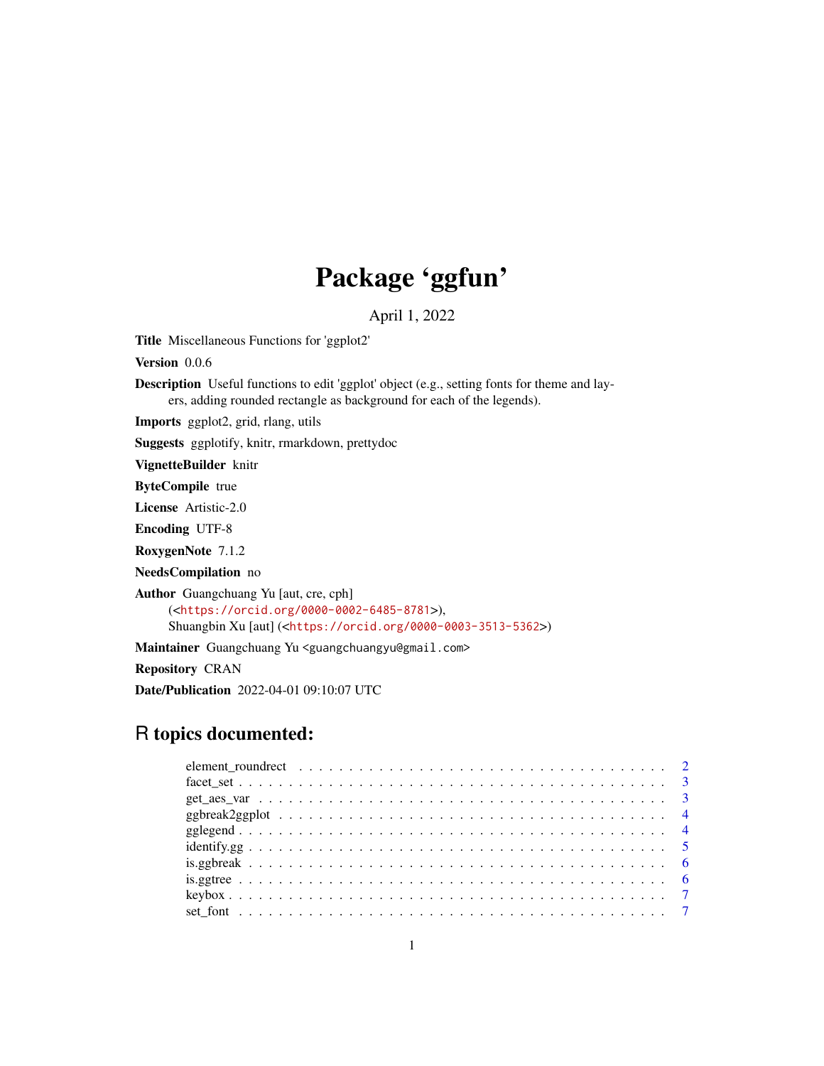# Package 'ggfun'

April 1, 2022

**Title** Miscellaneous Functions for 'ggplot2'

**Version** 0.0.6

**Description** Useful functions to edit 'ggplot' object (e.g., setting fonts for theme and layers, adding rounded rectangle as background for each of the legends).

**Imports** ggplot2, grid, rlang, utils

**Suggests** ggplotify, knitr, rmarkdown, prettydoc

**VignetteBuilder** knitr

**ByteCompile** true

**License** Artistic-2.0

**Encoding** UTF-8

**RoxygenNote** 7.1.2

**NeedsCompilation** no

**Author** Guangchuang Yu [aut, cre, cph] (<https://orcid.org/0000-0002-6485-8781>), Shuangbin Xu [aut] (<https://orcid.org/0000-0003-3513-5362>)

**Maintainer** Guangchuang Yu <guangchuangyu@gmail.com>

**Repository** CRAN

**Date/Publication** 2022-04-01 09:10:07 UTC

## R topics documented:

- element_roundrect . . . . . . . . . . . . . . . . . . . . . . . . . . . . . . . . . . . . 2
- facet_set . . . . . . . . . . . . . . . . . . . . . . . . . . . . . . . . . . . . . . . . 3
- get_aes_var . . . . . . . . . . . . . . . . . . . . . . . . . . . . . . . . . . . . . . . 3
- ggbreak2ggplot . . . . . . . . . . . . . . . . . . . . . . . . . . . . . . . . . . . . . 4
- gglegend . . . . . . . . . . . . . . . . . . . . . . . . . . . . . . . . . . . . . . . . 4
- identify.gg . . . . . . . . . . . . . . . . . . . . . . . . . . . . . . . . . . . . . . . 5
- is.ggbreak . . . . . . . . . . . . . . . . . . . . . . . . . . . . . . . . . . . . . . . 6
- is.ggtree . . . . . . . . . . . . . . . . . . . . . . . . . . . . . . . . . . . . . . . . 6
- keybox . . . . . . . . . . . . . . . . . . . . . . . . . . . . . . . . . . . . . . . . . 7
- set_font . . . . . . . . . . . . . . . . . . . . . . . . . . . . . . . . . . . . . . . . 7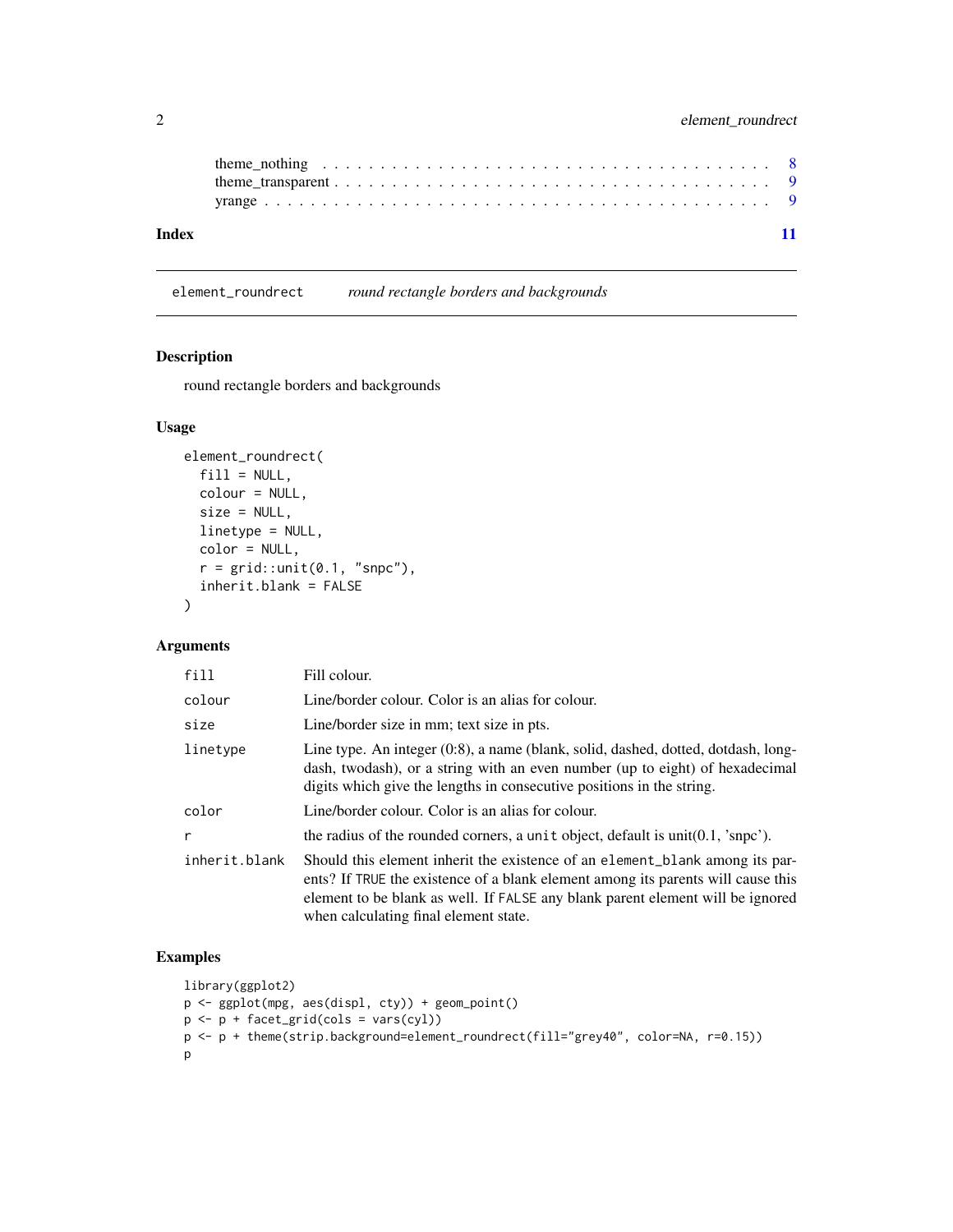| | |
|---|---|
| theme_nothing | 8 |
| theme_transparent | 9 |
| yrange | 9 |

**Index** **11**

---

`element_roundrect` *round rectangle borders and backgrounds*

---

## Description

round rectangle borders and backgrounds

## Usage

```
element_roundrect(
  fill = NULL,
  colour = NULL,
  size = NULL,
  linetype = NULL,
  color = NULL,
  r = grid::unit(0.1, "snpc"),
  inherit.blank = FALSE
)
```

## Arguments

| | |
|---|---|
| `fill` | Fill colour. |
| `colour` | Line/border colour. Color is an alias for colour. |
| `size` | Line/border size in mm; text size in pts. |
| `linetype` | Line type. An integer (0:8), a name (blank, solid, dashed, dotted, dotdash, longdash, twodash), or a string with an even number (up to eight) of hexadecimal digits which give the lengths in consecutive positions in the string. |
| `color` | Line/border colour. Color is an alias for colour. |
| `r` | the radius of the rounded corners, a `unit` object, default is unit(0.1, 'snpc'). |
| `inherit.blank` | Should this element inherit the existence of an `element_blank` among its parents? If `TRUE` the existence of a blank element among its parents will cause this element to be blank as well. If `FALSE` any blank parent element will be ignored when calculating final element state. |

## Examples

```
library(ggplot2)
p <- ggplot(mpg, aes(displ, cty)) + geom_point()
p <- p + facet_grid(cols = vars(cyl))
p <- p + theme(strip.background=element_roundrect(fill="grey40", color=NA, r=0.15))
p
```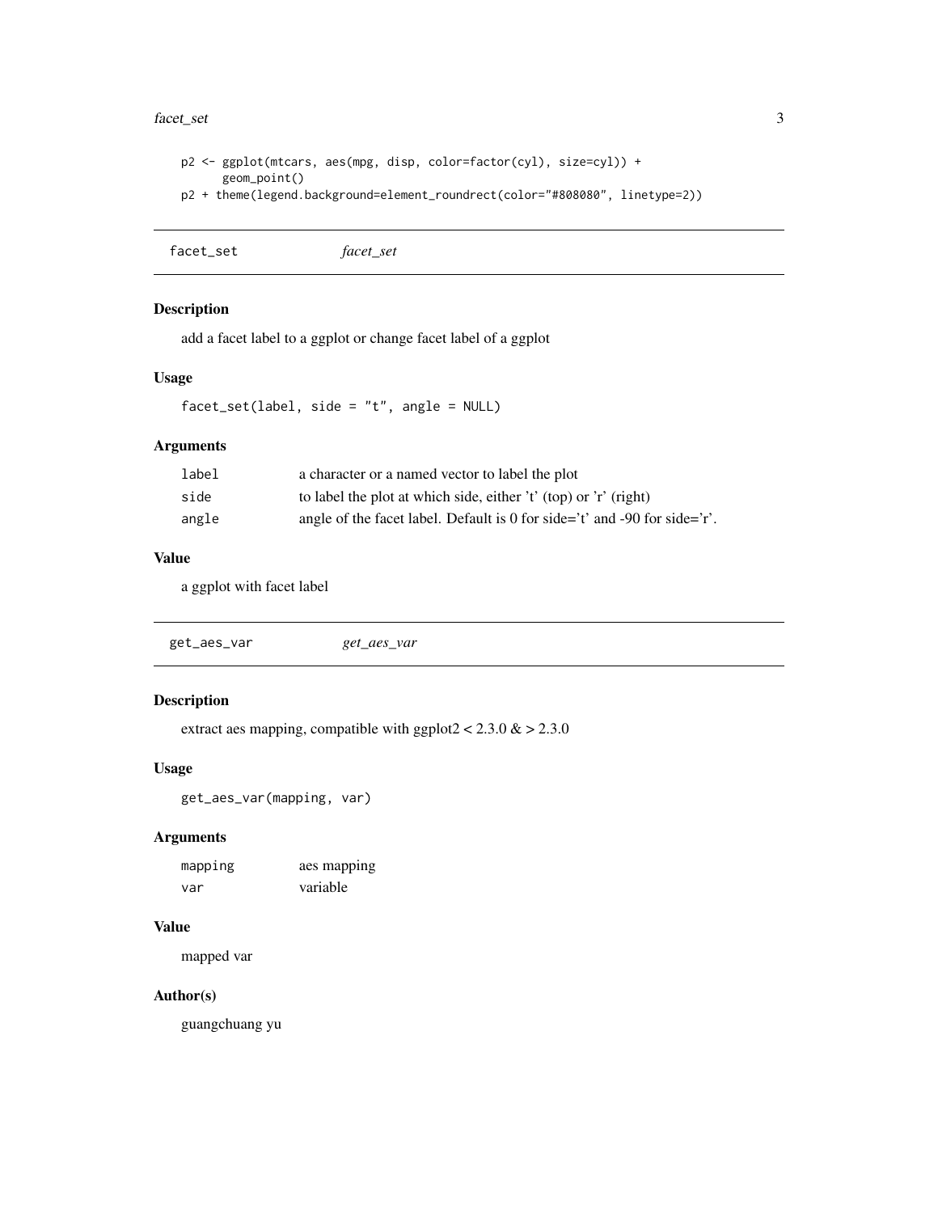```
p2 <- ggplot(mtcars, aes(mpg, disp, color=factor(cyl), size=cyl)) +
      geom_point()
p2 + theme(legend.background=element_roundrect(color="#808080", linetype=2))
```

---

## facet_set &nbsp;&nbsp;&nbsp; *facet_set*

### Description

add a facet label to a ggplot or change facet label of a ggplot

### Usage

```
facet_set(label, side = "t", angle = NULL)
```

### Arguments

| | |
|---|---|
| `label` | a character or a named vector to label the plot |
| `side` | to label the plot at which side, either 't' (top) or 'r' (right) |
| `angle` | angle of the facet label. Default is 0 for side='t' and -90 for side='r'. |

### Value

a ggplot with facet label

---

## get_aes_var &nbsp;&nbsp;&nbsp; *get_aes_var*

### Description

extract aes mapping, compatible with ggplot2 < 2.3.0 & > 2.3.0

### Usage

```
get_aes_var(mapping, var)
```

### Arguments

| | |
|---|---|
| `mapping` | aes mapping |
| `var` | variable |

### Value

mapped var

### Author(s)

guangchuang yu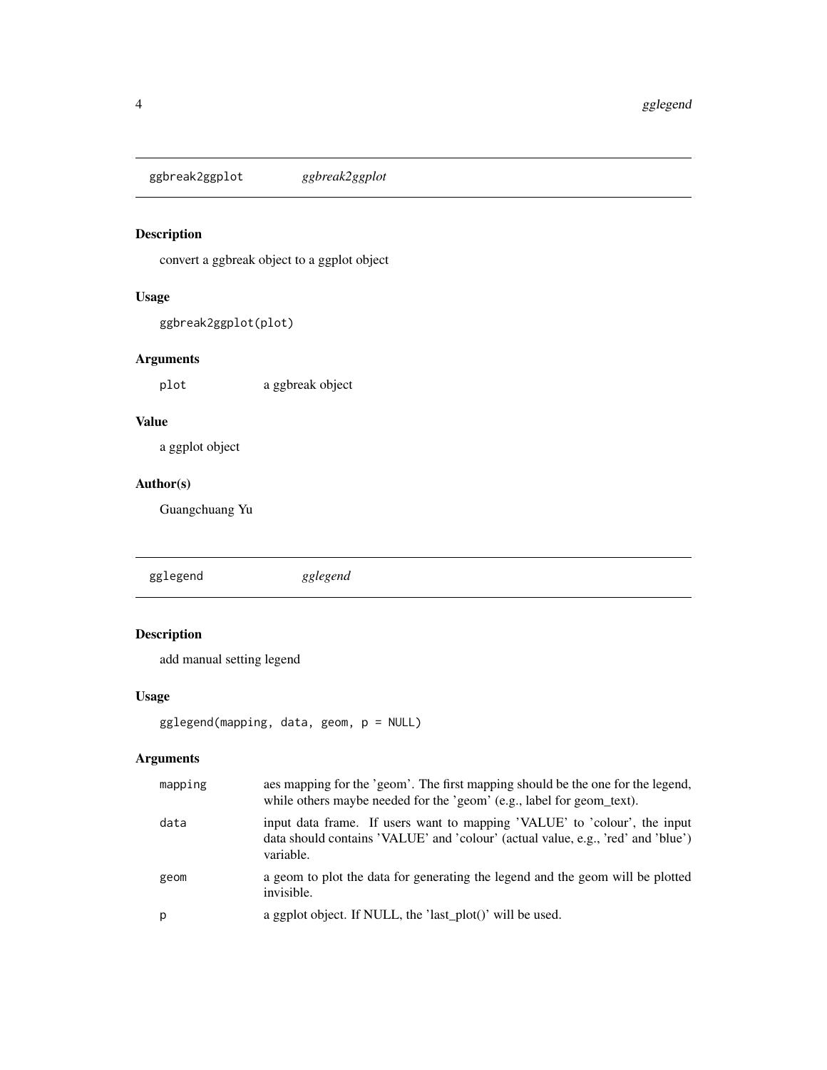## ggbreak2ggplot *ggbreak2ggplot*

### Description

convert a ggbreak object to a ggplot object

### Usage

```
ggbreak2ggplot(plot)
```

### Arguments

| | |
|---|---|
| plot | a ggbreak object |

### Value

a ggplot object

### Author(s)

Guangchuang Yu

## gglegend *gglegend*

### Description

add manual setting legend

### Usage

```
gglegend(mapping, data, geom, p = NULL)
```

### Arguments

| | |
|---|---|
| mapping | aes mapping for the 'geom'. The first mapping should be the one for the legend, while others maybe needed for the 'geom' (e.g., label for geom_text). |
| data | input data frame. If users want to mapping 'VALUE' to 'colour', the input data should contains 'VALUE' and 'colour' (actual value, e.g., 'red' and 'blue') variable. |
| geom | a geom to plot the data for generating the legend and the geom will be plotted invisible. |
| p | a ggplot object. If NULL, the 'last_plot()' will be used. |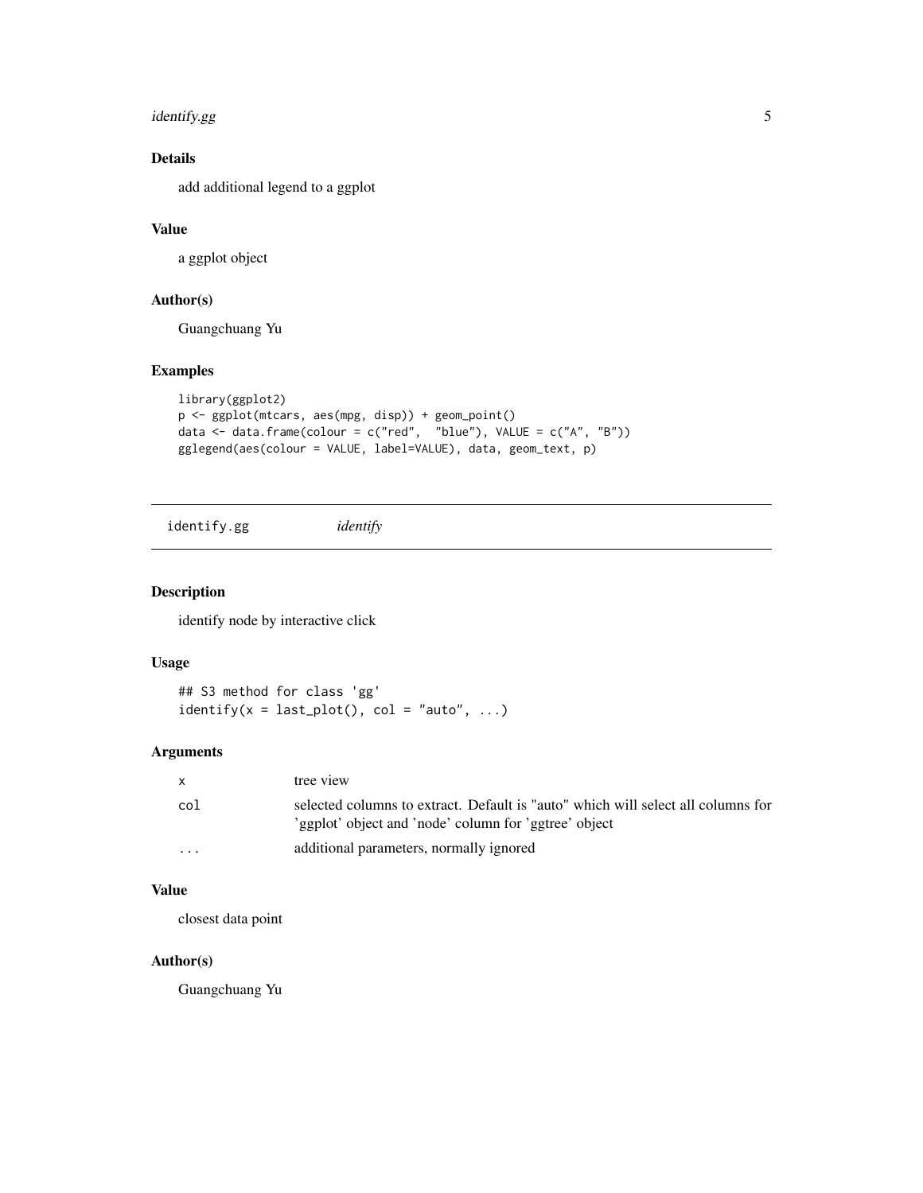## Details

add additional legend to a ggplot

## Value

a ggplot object

## Author(s)

Guangchuang Yu

## Examples

```
library(ggplot2)
p <- ggplot(mtcars, aes(mpg, disp)) + geom_point()
data <- data.frame(colour = c("red",  "blue"), VALUE = c("A", "B"))
gglegend(aes(colour = VALUE, label=VALUE), data, geom_text, p)
```

---

# identify.gg *identify*

---

## Description

identify node by interactive click

## Usage

```
## S3 method for class 'gg'
identify(x = last_plot(), col = "auto", ...)
```

## Arguments

| | |
|---|---|
| `x` | tree view |
| `col` | selected columns to extract. Default is "auto" which will select all columns for 'ggplot' object and 'node' column for 'ggtree' object |
| `...` | additional parameters, normally ignored |

## Value

closest data point

## Author(s)

Guangchuang Yu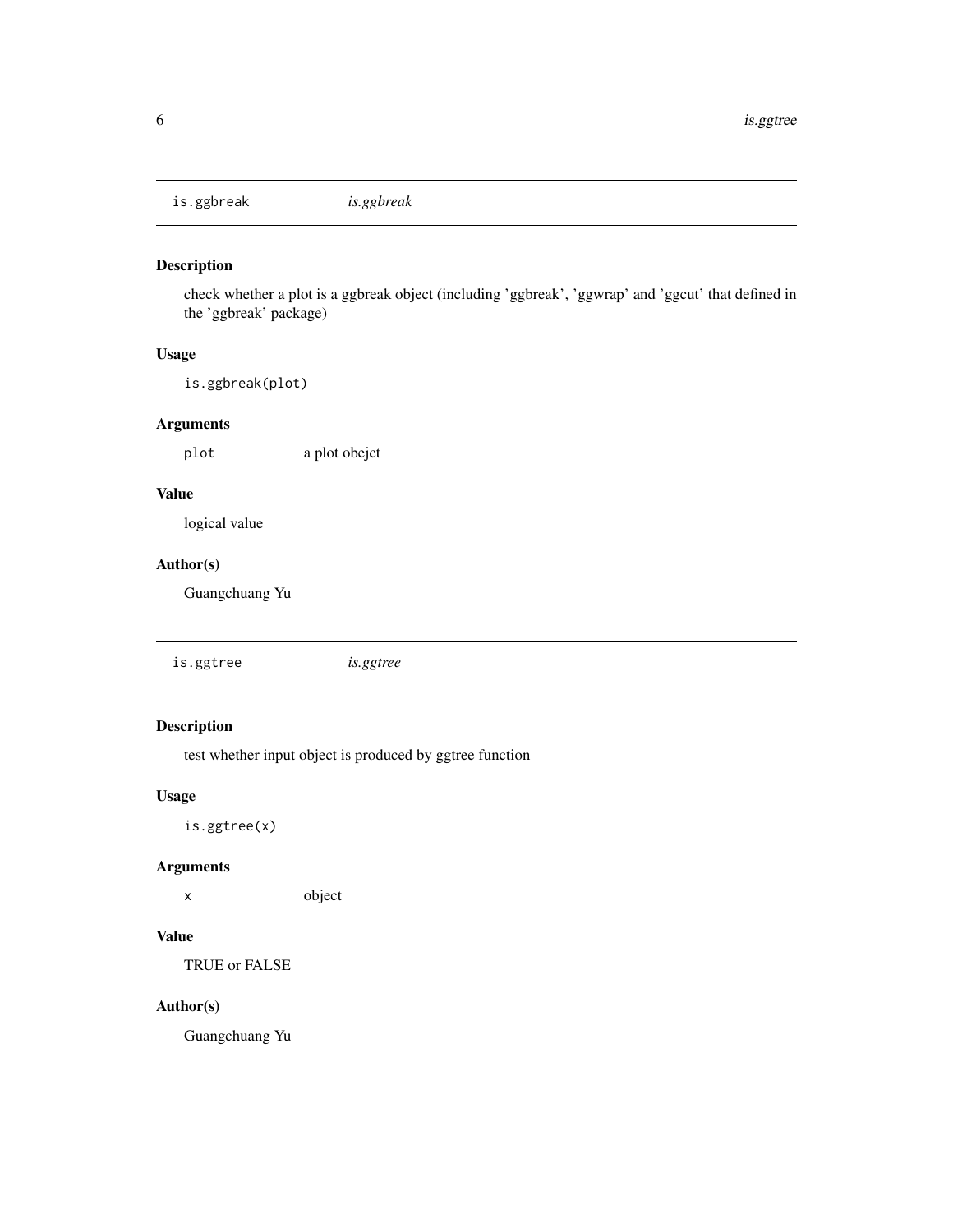## is.ggbreak *is.ggbreak*

### Description

check whether a plot is a ggbreak object (including 'ggbreak', 'ggwrap' and 'ggcut' that defined in the 'ggbreak' package)

### Usage

```
is.ggbreak(plot)
```

### Arguments

| | |
|---|---|
| `plot` | a plot obejct |

### Value

logical value

### Author(s)

Guangchuang Yu

## is.ggtree *is.ggtree*

### Description

test whether input object is produced by ggtree function

### Usage

```
is.ggtree(x)
```

### Arguments

| | |
|---|---|
| `x` | object |

### Value

TRUE or FALSE

### Author(s)

Guangchuang Yu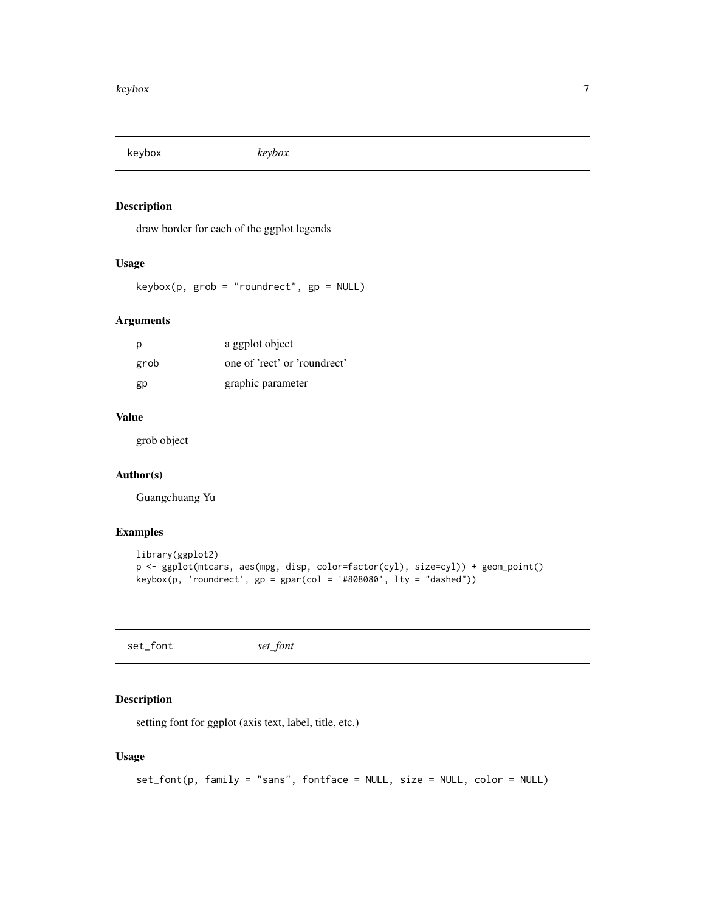## keybox *keybox*

### Description

draw border for each of the ggplot legends

### Usage

```
keybox(p, grob = "roundrect", gp = NULL)
```

### Arguments

| | |
|---|---|
| p | a ggplot object |
| grob | one of 'rect' or 'roundrect' |
| gp | graphic parameter |

### Value

grob object

### Author(s)

Guangchuang Yu

### Examples

```
library(ggplot2)
p <- ggplot(mtcars, aes(mpg, disp, color=factor(cyl), size=cyl)) + geom_point()
keybox(p, 'roundrect', gp = gpar(col = '#808080', lty = "dashed"))
```

## set_font *set_font*

### Description

setting font for ggplot (axis text, label, title, etc.)

### Usage

```
set_font(p, family = "sans", fontface = NULL, size = NULL, color = NULL)
```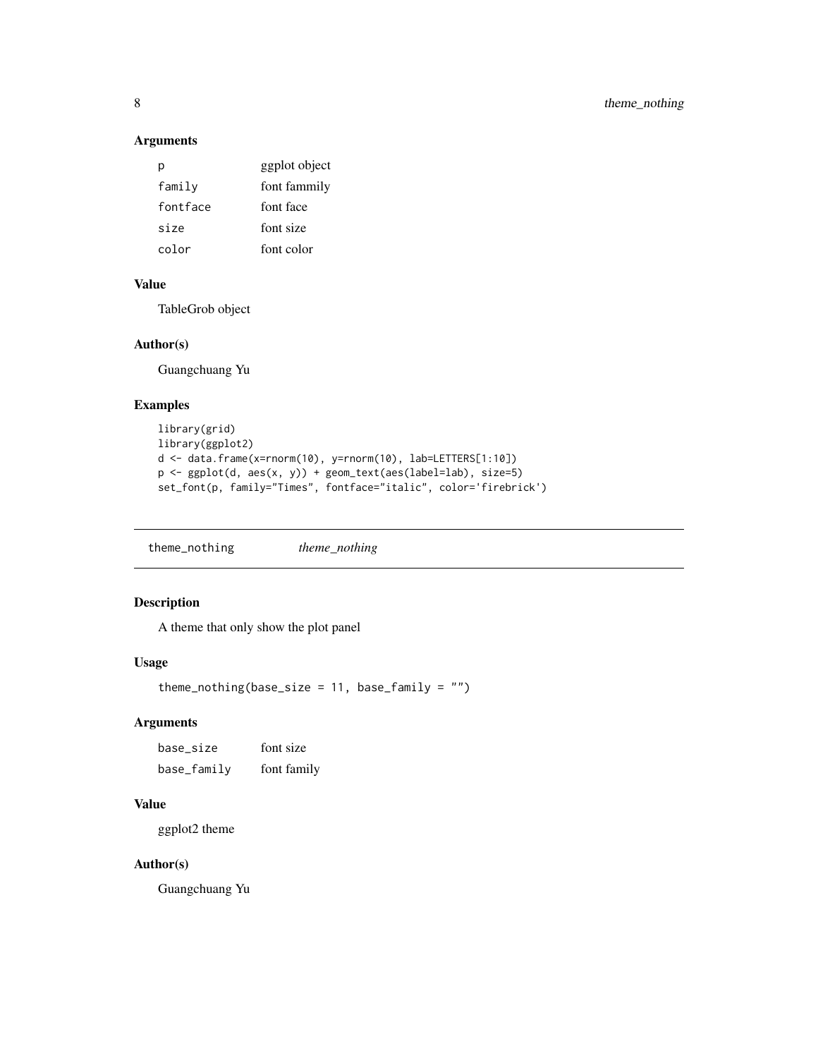### Arguments

| | |
|---|---|
| p | ggplot object |
| family | font fammily |
| fontface | font face |
| size | font size |
| color | font color |

### Value

TableGrob object

### Author(s)

Guangchuang Yu

### Examples

```
library(grid)
library(ggplot2)
d <- data.frame(x=rnorm(10), y=rnorm(10), lab=LETTERS[1:10])
p <- ggplot(d, aes(x, y)) + geom_text(aes(label=lab), size=5)
set_font(p, family="Times", fontface="italic", color='firebrick')
```

---

## theme_nothing    *theme_nothing*

---

### Description

A theme that only show the plot panel

### Usage

```
theme_nothing(base_size = 11, base_family = "")
```

### Arguments

| | |
|---|---|
| base_size | font size |
| base_family | font family |

### Value

ggplot2 theme

### Author(s)

Guangchuang Yu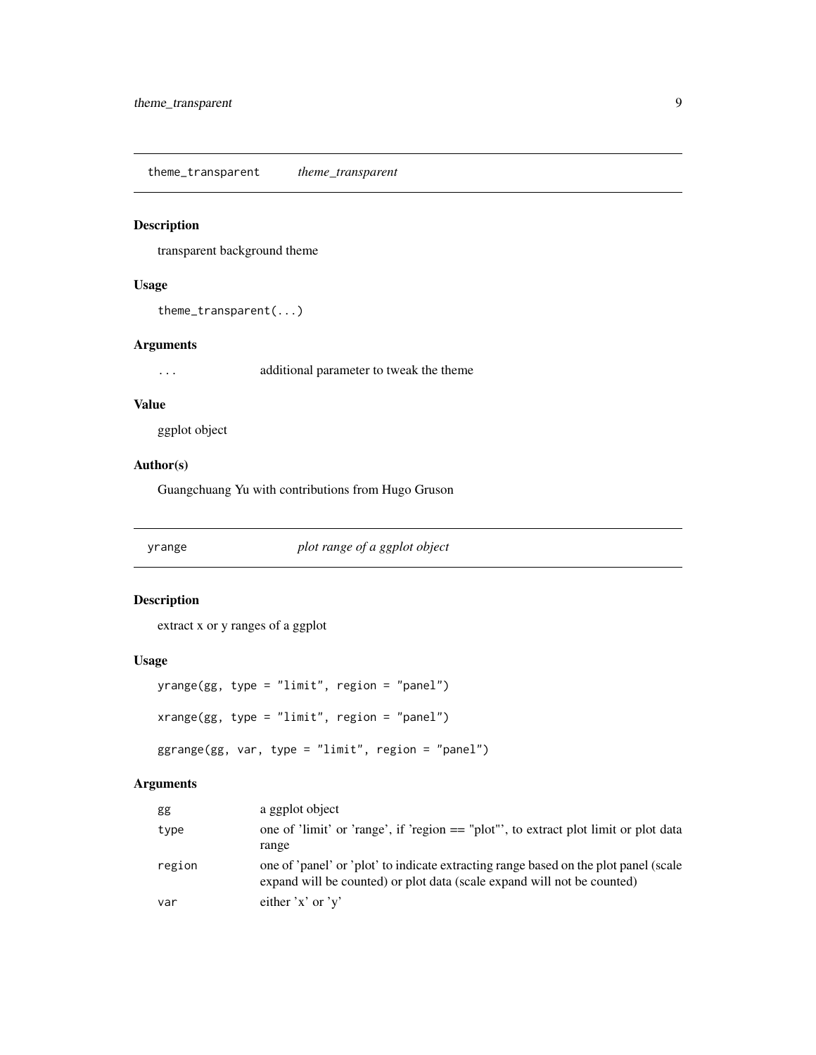## theme_transparent *theme_transparent*

### Description

transparent background theme

### Usage

```
theme_transparent(...)
```

### Arguments

| | |
|---|---|
| ... | additional parameter to tweak the theme |

### Value

ggplot object

### Author(s)

Guangchuang Yu with contributions from Hugo Gruson

## yrange *plot range of a ggplot object*

### Description

extract x or y ranges of a ggplot

### Usage

```
yrange(gg, type = "limit", region = "panel")

xrange(gg, type = "limit", region = "panel")

ggrange(gg, var, type = "limit", region = "panel")
```

### Arguments

| | |
|---|---|
| gg | a ggplot object |
| type | one of 'limit' or 'range', if 'region == "plot"', to extract plot limit or plot data range |
| region | one of 'panel' or 'plot' to indicate extracting range based on the plot panel (scale expand will be counted) or plot data (scale expand will not be counted) |
| var | either 'x' or 'y' |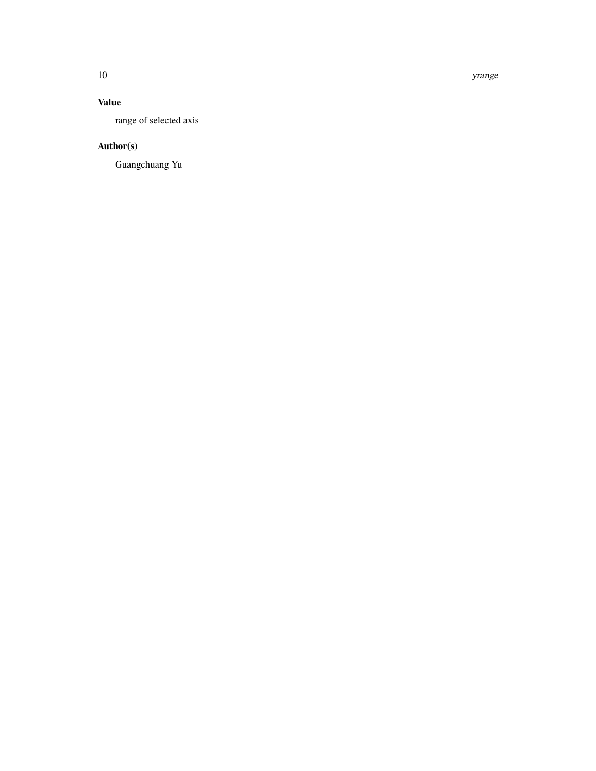## Value

range of selected axis

## Author(s)

Guangchuang Yu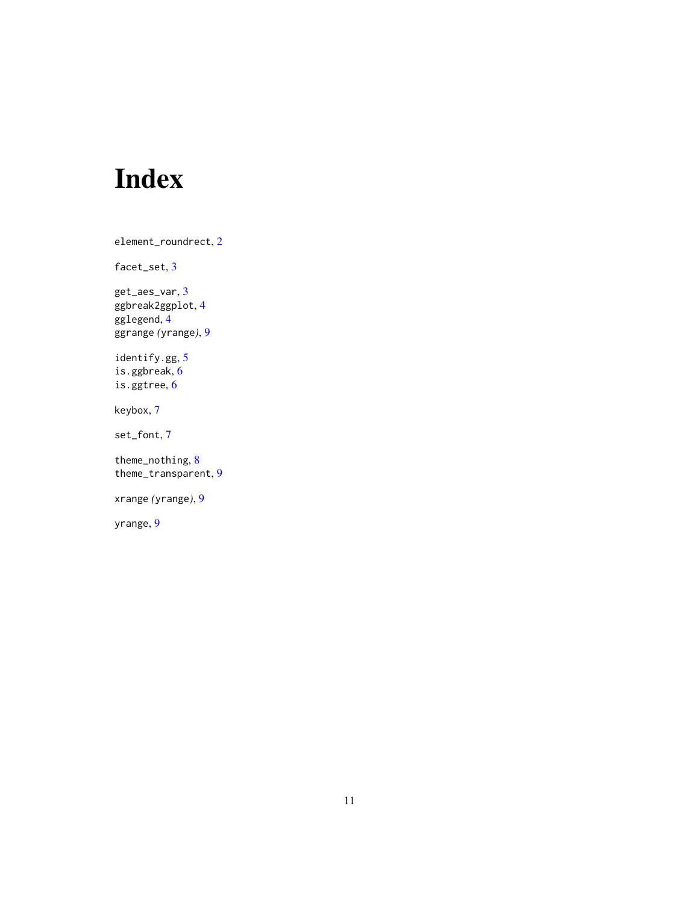# Index

element_roundrect, 2

facet_set, 3

get_aes_var, 3
ggbreak2ggplot, 4
gglegend, 4
ggrange *(yrange)*, 9

identify.gg, 5
is.ggbreak, 6
is.ggtree, 6

keybox, 7

set_font, 7

theme_nothing, 8
theme_transparent, 9

xrange *(yrange)*, 9

yrange, 9